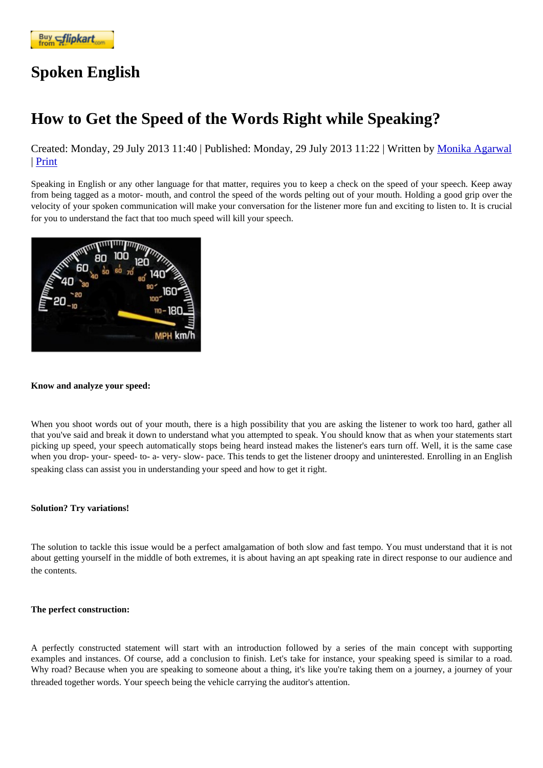# Spoken English

## How to Get the Speed of the Words Right while Speaking?

Created: Monday, 29 July 2013 11:40 | Published: Monday, 29 July 2013 11:22 | Written by Monika Agarwal | Print

Speaking in English or any other language for that matter, requires you to keep a check on the speed of your speech. Keep away from being tagged as a motor- mouth, and control the speed of the words pelting out of your mouth. Holding a good grip over the velocity of your spoken communication will make your conversation for the listener more fun and exciting to listen to. It is crucial for you to understand the fact that too much speed will kill your speech.

**Know and analyze your speed:**

When you shoot words out of your mouth, there is a high possibility that you are asking the listener to work too hard, gather all that you've said and break it down to understand what you attempted to speak. You should know that as when your statements start picking up speed, your speech automatically stops being heard instead makes the listener's ears turn off. Well, it is the same case when you drop- your- speed- to- a- very- slow- pace. This tends to get the listener droopy and uninterested. Enrolling in an English speaking class can assist you in understanding your speed and how to get it right.

**Solution? Try variations!**

The solution to tackle this issue would be a perfect amalgamation of both slow and fast tempo. You must understand that it is not about getting yourself in the middle of both extremes, it is about having an apt speaking rate in direct response to our audience and the contents.

**The perfect construction:**

A perfectly constructed statement will start with an introduction followed by a series of the main concept with supporting examples and instances. Of course, add a conclusion to finish. Let's take for instance, your speaking speed is similar to a road. Why road? Because when you are speaking to someone about a thing, it's like you're taking them on a journey, a journey of your threaded together words. Your speech being the vehicle carrying the auditor's attention.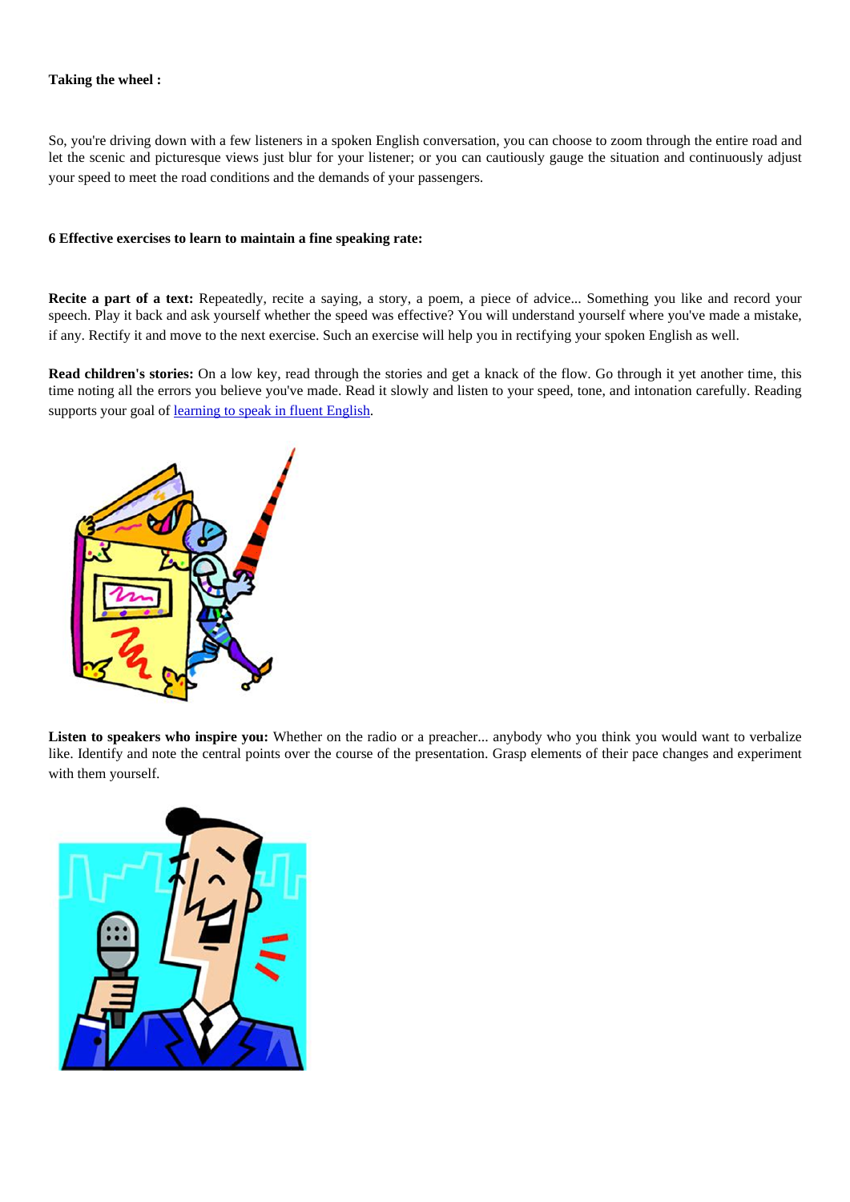**Taking the wheel :**

So, you're driving down with a few listeners in a spoken English conversation, you can choose to zoom through the entire road and let the scenic and picturesque views just blur for your listener; or you can cautiously gauge the situation and continuously adjust your speed to meet the road conditions and the demands of your passengers.

**6 Effective exercises to learn to maintain a fine speaking rate:**

**Recite a part of a text:** Repeatedly, recite a saying, a story, a poem, a piece of advice... Something you like and record your speech. Play it back and ask yourself whether the speed was effective? You will understand yourself where you've made a mistake, if any. Rectify it and move to the next exercise. Such an exercise will help you in rectifying your spoken English as well.

**Read children's stories:** On a low key, read through the stories and get a knack of the flow. Go through it yet another time, this time noting all the errors you believe you've made. Read it slowly and listen to your speed, tone, and intonation carefully. Reading supports your goal of learning to speak in fluent English.

**Listen to speakers who inspire you:** Whether on the radio or a preacher... anybody who you think you would want to verbalize like. Identify and note the central points over the course of the presentation. Grasp elements of their pace changes and experiment with them yourself.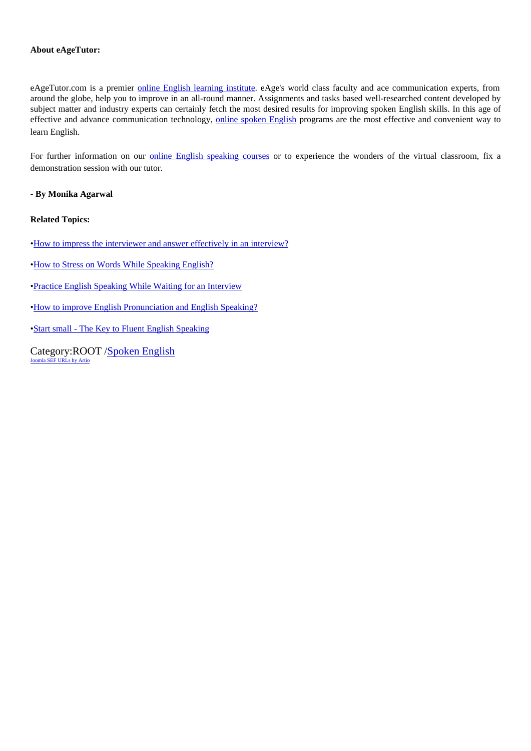**About eAgeTutor:**

eAgeTutor.com is a premier online English learning institute. eAge's world class faculty and ace communication experts, from around the globe, help you to improve in an all-round manner. Assignments and tasks based well-researched content developed by subject matter and industry experts can certainly fetch the most desired results for improving spoken English skills. In this age of effective and advance communication technology, online spoken English programs are the most effective and convenient way to learn English.

For further information on our online English speaking courses or to experience the wonders of the virtual classroom, fix a demonstration session with our tutor.

**- By Monika Agarwal**

**Related Topics:**

•How to impress the interviewer and answer effectively in an interview?

•How to Stress on Words While Speaking English?

•Practice English Speaking While Waiting for an Interview

•How to improve English Pronunciation and English Speaking?

•Start small - The Key to Fluent English Speaking

Category:ROOT /Spoken English

Joomla SEF URLs by Artio